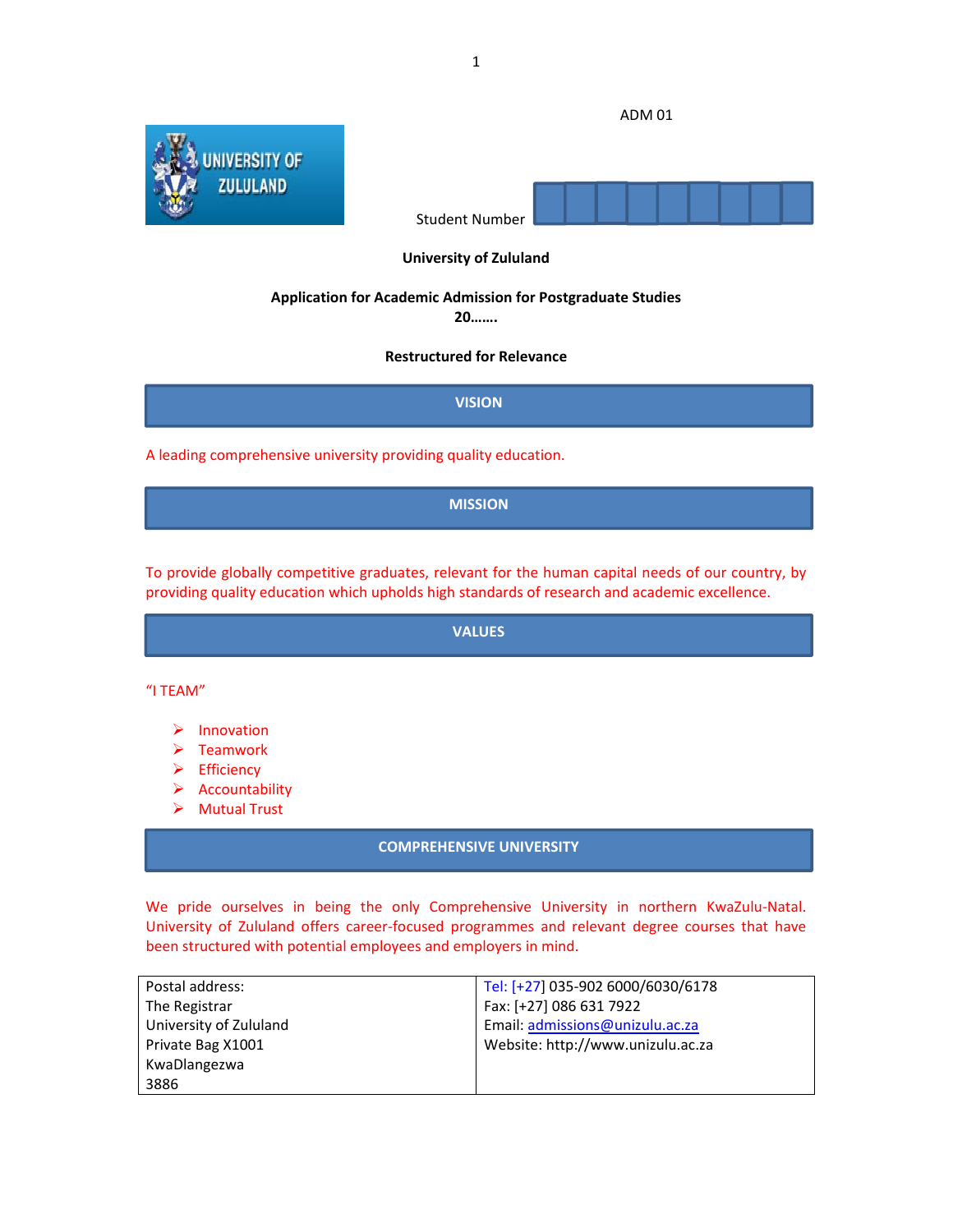ADM 01

Student Number

**University of Zululand**

**Application for Academic Admission for Postgraduate Studies 20…….**

**Restructured for Relevance**

## VISION

A leading comprehensive university providing quality education.

## MISSION

To provide globally competitive graduates, relevant for the human capital needs of our country, by providing quality education which upholds high standards of research and academic excellence.

## VALUES

"I TEAM"

- Innovation
- Teamwork
- Efficiency
- Accountability
- Mutual Trust

## COMPREHENSIVE UNIVERSITY

We pride ourselves in being the only Comprehensive University in northern KwaZulu-Natal. University of Zululand offers career-focused programmes and relevant degree courses that have been structured with potential employees and employers in mind.

| | |
|---|---|
| Postal address:<br>The Registrar<br>University of Zululand<br>Private Bag X1001<br>KwaDlangezwa<br>3886 | Tel: [+27] 035-902 6000/6030/6178<br>Fax: [+27] 086 631 7922<br>Email: admissions@unizulu.ac.za<br>Website: http://www.unizulu.ac.za |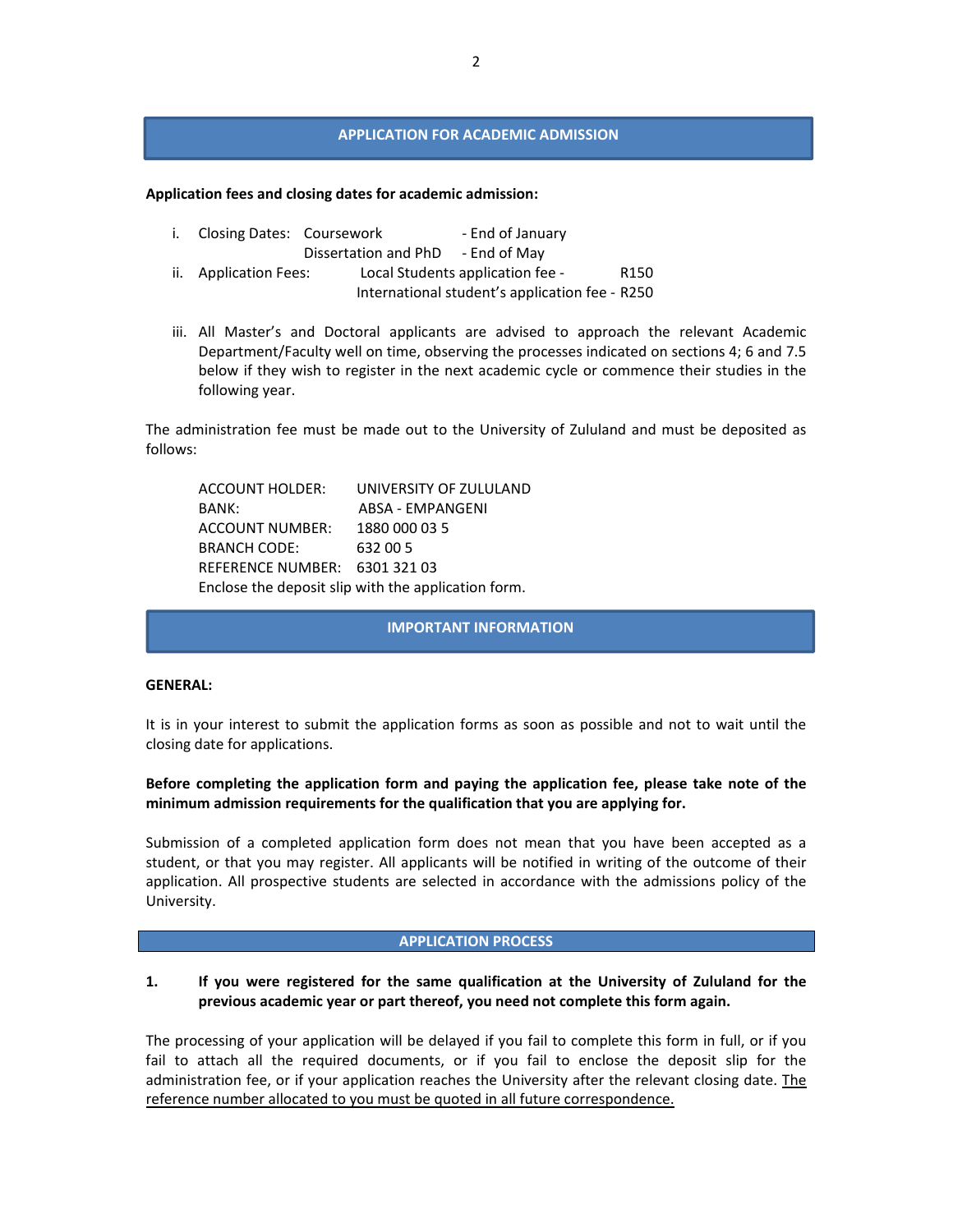## APPLICATION FOR ACADEMIC ADMISSION

**Application fees and closing dates for academic admission:**

i. Closing Dates: Coursework - End of January
   Dissertation and PhD - End of May

ii. Application Fees: Local Students application fee - R150
   International student's application fee - R250

iii. All Master's and Doctoral applicants are advised to approach the relevant Academic Department/Faculty well on time, observing the processes indicated on sections 4; 6 and 7.5 below if they wish to register in the next academic cycle or commence their studies in the following year.

The administration fee must be made out to the University of Zululand and must be deposited as follows:

ACCOUNT HOLDER: UNIVERSITY OF ZULULAND
BANK: ABSA - EMPANGENI
ACCOUNT NUMBER: 1880 000 03 5
BRANCH CODE: 632 00 5
REFERENCE NUMBER: 6301 321 03
Enclose the deposit slip with the application form.

## IMPORTANT INFORMATION

**GENERAL:**

It is in your interest to submit the application forms as soon as possible and not to wait until the closing date for applications.

**Before completing the application form and paying the application fee, please take note of the minimum admission requirements for the qualification that you are applying for.**

Submission of a completed application form does not mean that you have been accepted as a student, or that you may register. All applicants will be notified in writing of the outcome of their application. All prospective students are selected in accordance with the admissions policy of the University.

## APPLICATION PROCESS

**1. If you were registered for the same qualification at the University of Zululand for the previous academic year or part thereof, you need not complete this form again.**

The processing of your application will be delayed if you fail to complete this form in full, or if you fail to attach all the required documents, or if you fail to enclose the deposit slip for the administration fee, or if your application reaches the University after the relevant closing date. The reference number allocated to you must be quoted in all future correspondence.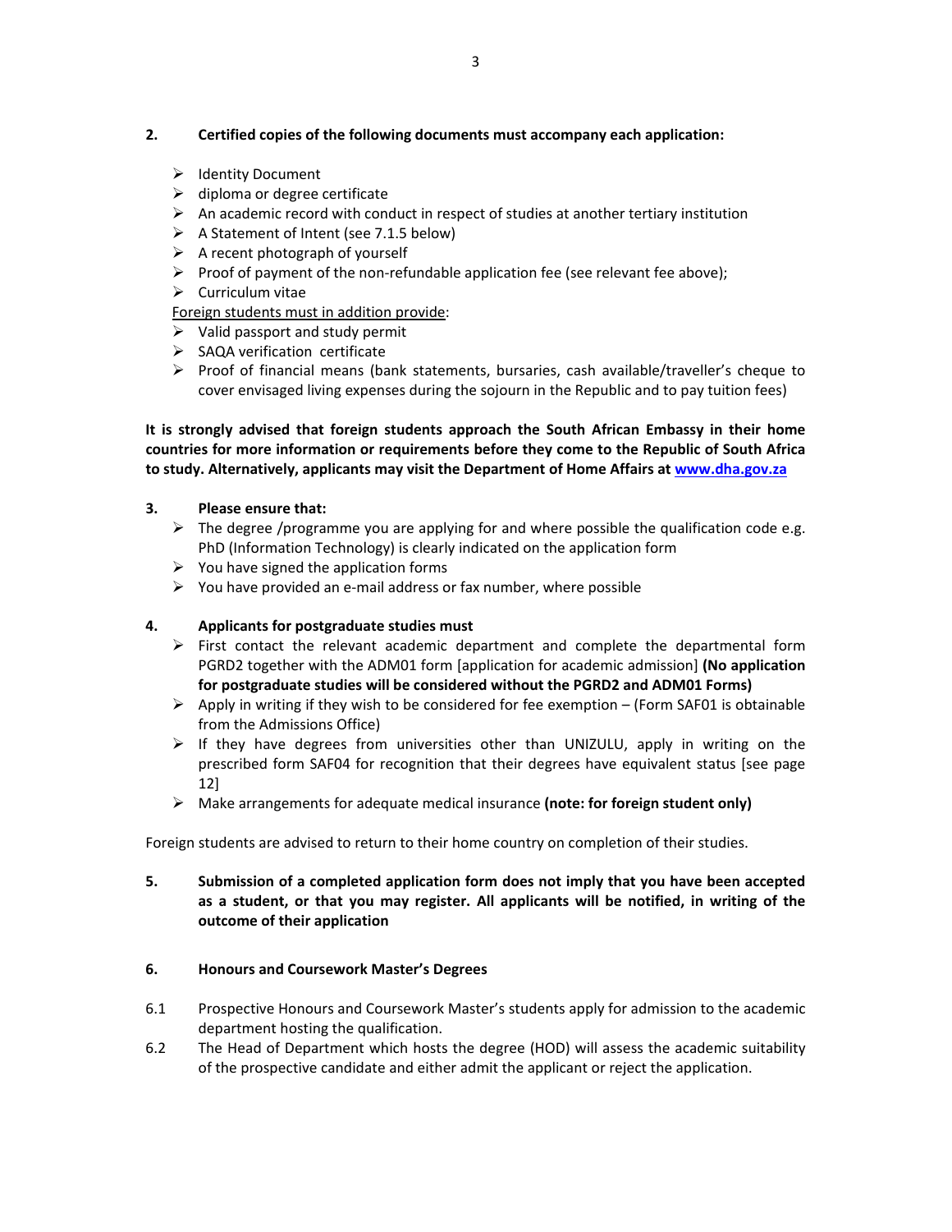## 2. Certified copies of the following documents must accompany each application:

- Identity Document
- diploma or degree certificate
- An academic record with conduct in respect of studies at another tertiary institution
- A Statement of Intent (see 7.1.5 below)
- A recent photograph of yourself
- Proof of payment of the non-refundable application fee (see relevant fee above);
- Curriculum vitae

Foreign students must in addition provide:

- Valid passport and study permit
- SAQA verification certificate
- Proof of financial means (bank statements, bursaries, cash available/traveller's cheque to cover envisaged living expenses during the sojourn in the Republic and to pay tuition fees)

**It is strongly advised that foreign students approach the South African Embassy in their home countries for more information or requirements before they come to the Republic of South Africa to study. Alternatively, applicants may visit the Department of Home Affairs at [www.dha.gov.za](http://www.dha.gov.za)**

## 3. Please ensure that:

- The degree /programme you are applying for and where possible the qualification code e.g. PhD (Information Technology) is clearly indicated on the application form
- You have signed the application forms
- You have provided an e-mail address or fax number, where possible

## 4. Applicants for postgraduate studies must

- First contact the relevant academic department and complete the departmental form PGRD2 together with the ADM01 form [application for academic admission] **(No application for postgraduate studies will be considered without the PGRD2 and ADM01 Forms)**
- Apply in writing if they wish to be considered for fee exemption – (Form SAF01 is obtainable from the Admissions Office)
- If they have degrees from universities other than UNIZULU, apply in writing on the prescribed form SAF04 for recognition that their degrees have equivalent status [see page 12]
- Make arrangements for adequate medical insurance **(note: for foreign student only)**

Foreign students are advised to return to their home country on completion of their studies.

## 5. Submission of a completed application form does not imply that you have been accepted as a student, or that you may register. All applicants will be notified, in writing of the outcome of their application

## 6. Honours and Coursework Master's Degrees

6.1 Prospective Honours and Coursework Master's students apply for admission to the academic department hosting the qualification.

6.2 The Head of Department which hosts the degree (HOD) will assess the academic suitability of the prospective candidate and either admit the applicant or reject the application.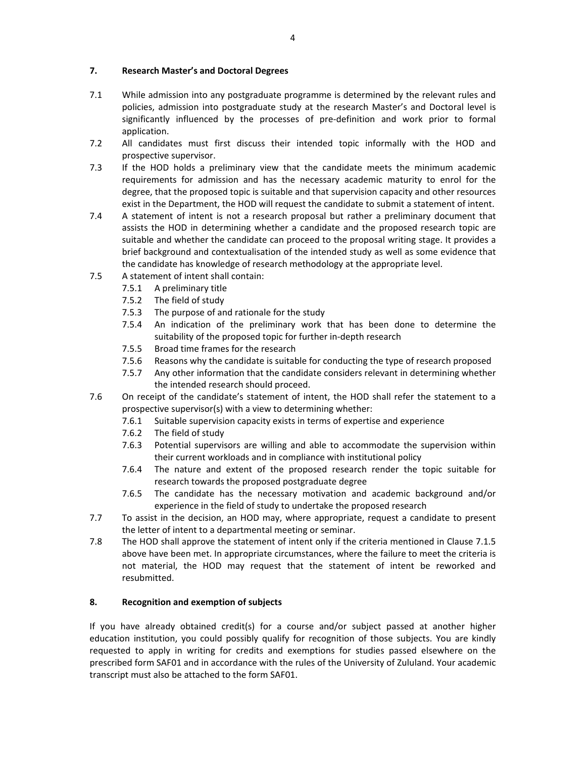## 7. Research Master's and Doctoral Degrees

7.1 While admission into any postgraduate programme is determined by the relevant rules and policies, admission into postgraduate study at the research Master's and Doctoral level is significantly influenced by the processes of pre-definition and work prior to formal application.

7.2 All candidates must first discuss their intended topic informally with the HOD and prospective supervisor.

7.3 If the HOD holds a preliminary view that the candidate meets the minimum academic requirements for admission and has the necessary academic maturity to enrol for the degree, that the proposed topic is suitable and that supervision capacity and other resources exist in the Department, the HOD will request the candidate to submit a statement of intent.

7.4 A statement of intent is not a research proposal but rather a preliminary document that assists the HOD in determining whether a candidate and the proposed research topic are suitable and whether the candidate can proceed to the proposal writing stage. It provides a brief background and contextualisation of the intended study as well as some evidence that the candidate has knowledge of research methodology at the appropriate level.

7.5 A statement of intent shall contain:

- 7.5.1 A preliminary title
- 7.5.2 The field of study
- 7.5.3 The purpose of and rationale for the study
- 7.5.4 An indication of the preliminary work that has been done to determine the suitability of the proposed topic for further in-depth research
- 7.5.5 Broad time frames for the research
- 7.5.6 Reasons why the candidate is suitable for conducting the type of research proposed
- 7.5.7 Any other information that the candidate considers relevant in determining whether the intended research should proceed.

7.6 On receipt of the candidate's statement of intent, the HOD shall refer the statement to a prospective supervisor(s) with a view to determining whether:

- 7.6.1 Suitable supervision capacity exists in terms of expertise and experience
- 7.6.2 The field of study
- 7.6.3 Potential supervisors are willing and able to accommodate the supervision within their current workloads and in compliance with institutional policy
- 7.6.4 The nature and extent of the proposed research render the topic suitable for research towards the proposed postgraduate degree
- 7.6.5 The candidate has the necessary motivation and academic background and/or experience in the field of study to undertake the proposed research

7.7 To assist in the decision, an HOD may, where appropriate, request a candidate to present the letter of intent to a departmental meeting or seminar.

7.8 The HOD shall approve the statement of intent only if the criteria mentioned in Clause 7.1.5 above have been met. In appropriate circumstances, where the failure to meet the criteria is not material, the HOD may request that the statement of intent be reworked and resubmitted.

## 8. Recognition and exemption of subjects

If you have already obtained credit(s) for a course and/or subject passed at another higher education institution, you could possibly qualify for recognition of those subjects. You are kindly requested to apply in writing for credits and exemptions for studies passed elsewhere on the prescribed form SAF01 and in accordance with the rules of the University of Zululand. Your academic transcript must also be attached to the form SAF01.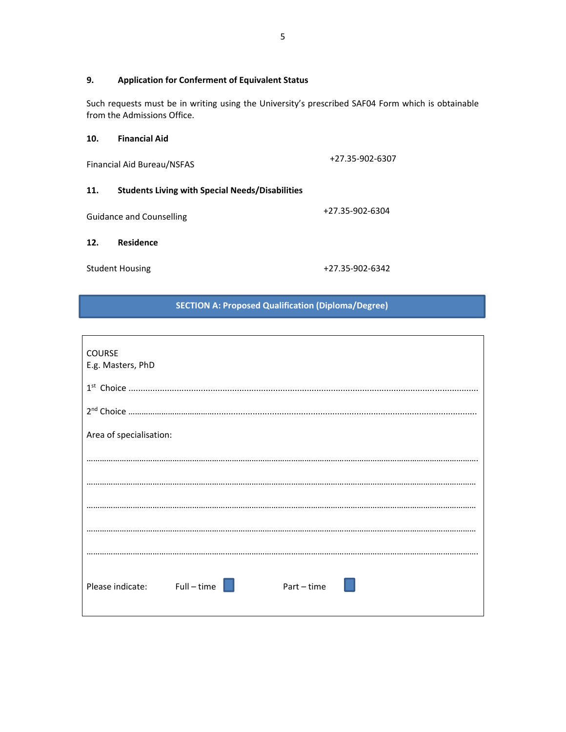## 9. Application for Conferment of Equivalent Status

Such requests must be in writing using the University's prescribed SAF04 Form which is obtainable from the Admissions Office.

## 10. Financial Aid

Financial Aid Bureau/NSFAS +27.35-902-6307

## 11. Students Living with Special Needs/Disabilities

Guidance and Counselling +27.35-902-6304

## 12. Residence

Student Housing +27.35-902-6342

## SECTION A: Proposed Qualification (Diploma/Degree)

COURSE
E.g. Masters, PhD

1st Choice ..........................................................................................................................................

2nd Choice ..........................................................................................................................................

Area of specialisation:

..........................................................................................................................................................

..........................................................................................................................................................

..........................................................................................................................................................

..........................................................................................................................................................

..........................................................................................................................................................

Please indicate: Full – time ☐ Part – time ☐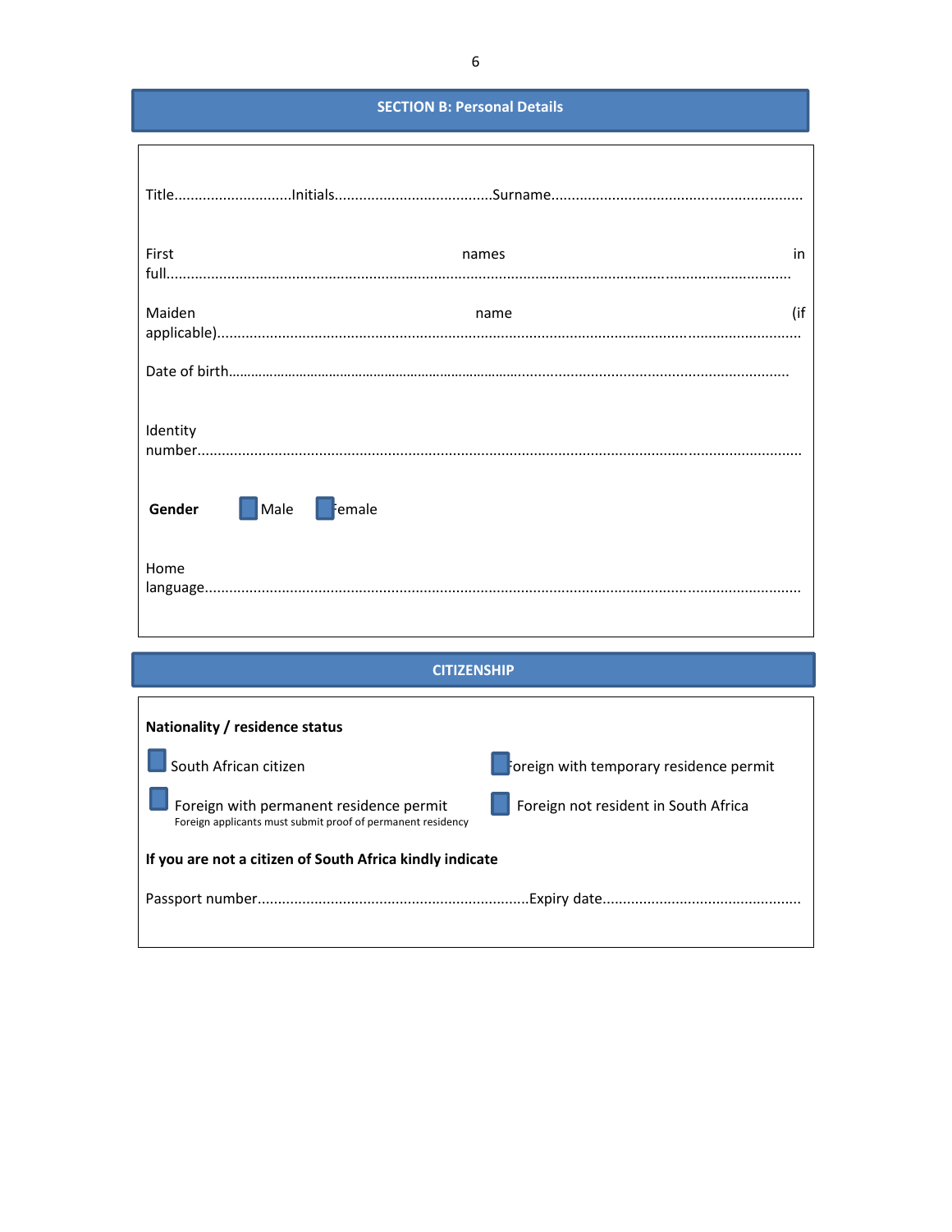## SECTION B: Personal Details

Title............................Initials......................................Surname.............................................................

First names in full.........................................................................................................................................

Maiden name (if applicable)............................................................................................................................

Date of birth.........................................................................................................................................

Identity number...................................................................................................................................

**Gender** ☐ Male ☐ Female

Home language..................................................................................................................................

## CITIZENSHIP

**Nationality / residence status**

☐ South African citizen

☐ Foreign with temporary residence permit

☐ Foreign with permanent residence permit
Foreign applicants must submit proof of permanent residency

☐ Foreign not resident in South Africa

**If you are not a citizen of South Africa kindly indicate**

Passport number..................................................................Expiry date................................................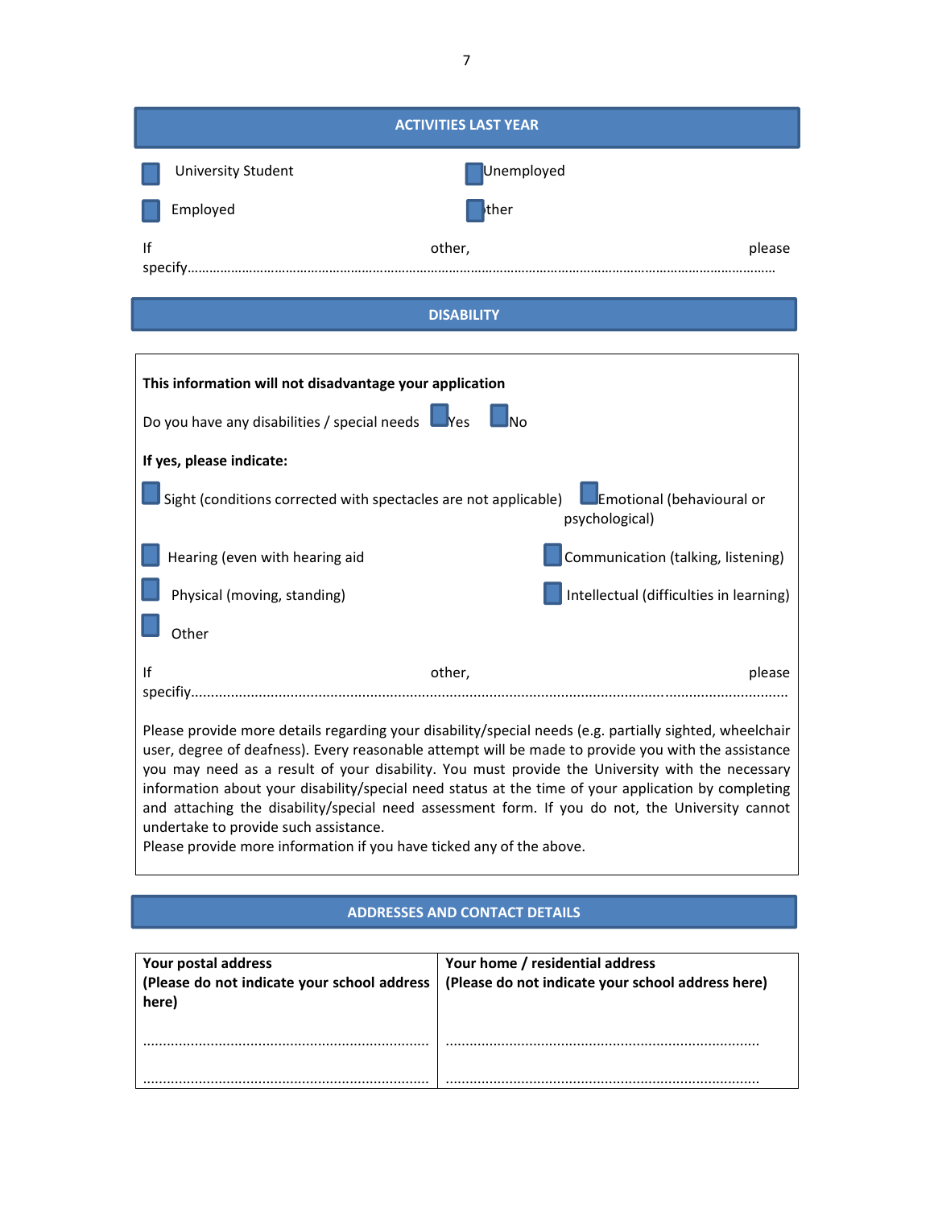## ACTIVITIES LAST YEAR

- ☐ University Student
- ☐ Unemployed
- ☐ Employed
- ☐ Other

If other, please specify……………………………………………………………………………………………………………………………………

## DISABILITY

**This information will not disadvantage your application**

Do you have any disabilities / special needs ☐ Yes ☐ No

**If yes, please indicate:**

- ☐ Sight (conditions corrected with spectacles are not applicable)
- ☐ Emotional (behavioural or psychological)
- ☐ Hearing (even with hearing aid
- ☐ Communication (talking, listening)
- ☐ Physical (moving, standing)
- ☐ Intellectual (difficulties in learning)
- ☐ Other

If other, please specifiy………………………………………………………………………………………………………………………………

Please provide more details regarding your disability/special needs (e.g. partially sighted, wheelchair user, degree of deafness). Every reasonable attempt will be made to provide you with the assistance you may need as a result of your disability. You must provide the University with the necessary information about your disability/special need status at the time of your application by completing and attaching the disability/special need assessment form. If you do not, the University cannot undertake to provide such assistance.
Please provide more information if you have ticked any of the above.

## ADDRESSES AND CONTACT DETAILS

| **Your postal address (Please do not indicate your school address here)** | **Your home / residential address (Please do not indicate your school address here)** |
|---|---|
| ……………………………………………………………… | ……………………………………………………………………… |
| ……………………………………………………………… | ……………………………………………………………………… |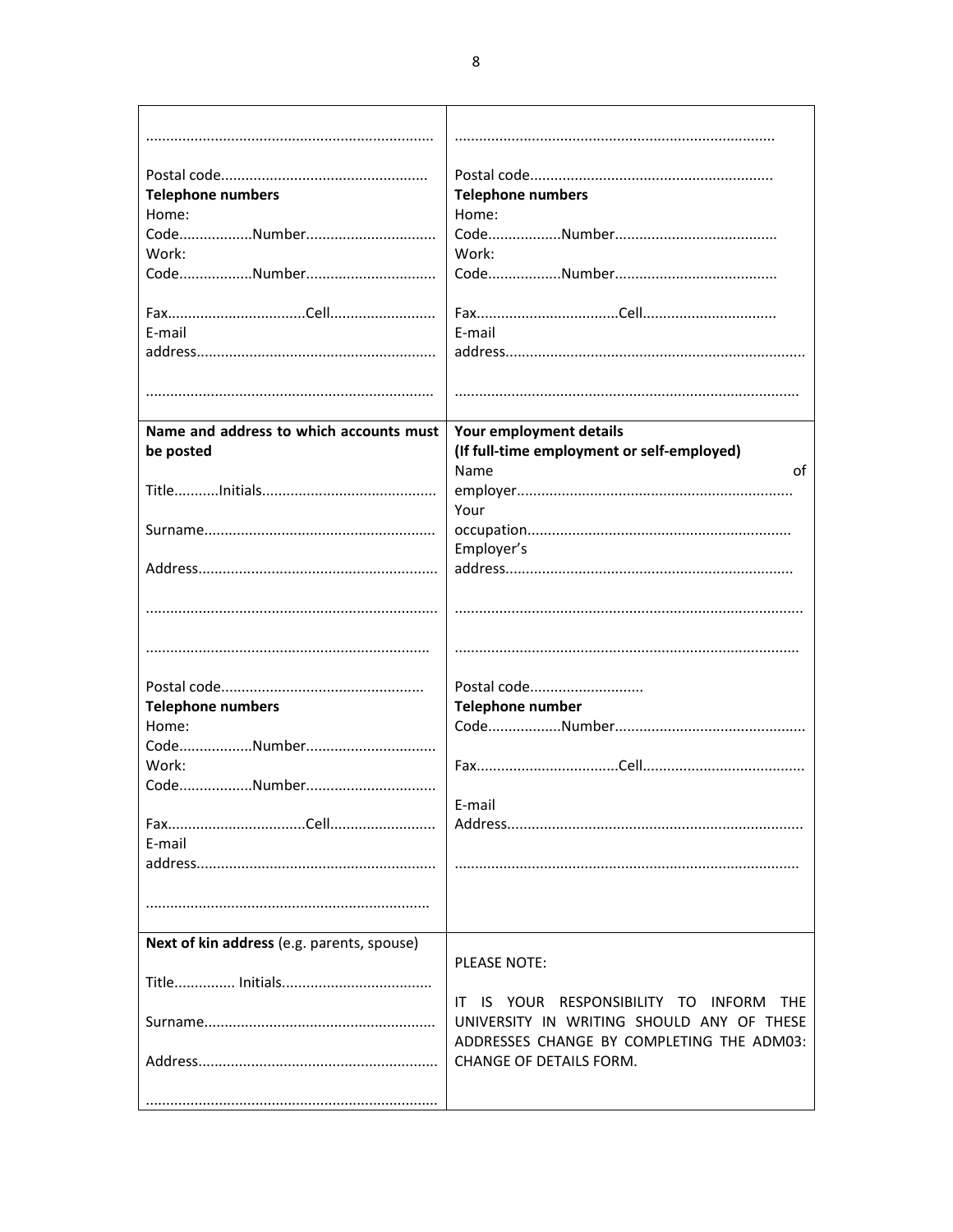| | |
|---|---|
| ...................................................................... <br><br> Postal code.................................................. <br> **Telephone numbers** <br> Home: <br> Code..................Number................................ <br> Work: <br> Code..................Number................................ <br><br> Fax.................................Cell.......................... <br> E-mail <br> address.......................................................... <br><br> ...................................................................... | ............................................................................. <br><br> Postal code........................................................... <br> **Telephone numbers** <br> Home: <br> Code..................Number........................................ <br> Work: <br> Code..................Number........................................ <br><br> Fax...................................Cell................................ <br> E-mail <br> address......................................................................... <br><br> ................................................................................... |
| **Name and address to which accounts must be posted** <br><br> Title...........Initials.......................................... <br><br> Surname........................................................ <br><br> Address.......................................................... <br><br> ...................................................................... <br><br> ..................................................................... <br><br> Postal code................................................. <br> **Telephone numbers** <br> Home: <br> Code..................Number................................ <br> Work: <br> Code..................Number................................ <br><br> Fax.................................Cell.......................... <br> E-mail <br> address.......................................................... <br><br> ..................................................................... | **Your employment details** <br> **(If full-time employment or self-employed)** <br> Name of employer................................................................... <br> Your occupation................................................................ <br> Employer's address...................................................................... <br><br> ................................................................................... <br><br> ................................................................................... <br><br> Postal code............................ <br> **Telephone number** <br> Code..................Number.............................................. <br><br> Fax..................................Cell....................................... <br><br> E-mail <br> Address........................................................................ <br><br> .................................................................................. |
| **Next of kin address** (e.g. parents, spouse) <br><br> Title............... Initials..................................... <br><br> Surname........................................................ <br><br> Address.......................................................... <br><br> ....................................................................... | PLEASE NOTE: <br><br> IT IS YOUR RESPONSIBILITY TO INFORM THE UNIVERSITY IN WRITING SHOULD ANY OF THESE ADDRESSES CHANGE BY COMPLETING THE ADM03: CHANGE OF DETAILS FORM. |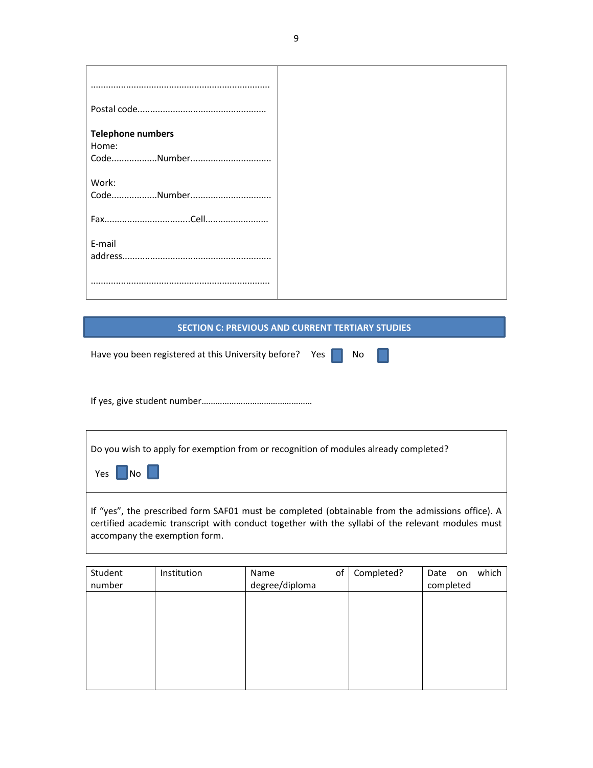| | |
|---|---|
| ...................................................................... <br><br> Postal code.................................................. <br><br> **Telephone numbers** <br> Home: <br> Code..................Number................................ <br><br> Work: <br> Code..................Number................................ <br><br> Fax.................................Cell......................... <br><br> E-mail address........................................................... <br><br> ...................................................................... | |

## SECTION C: PREVIOUS AND CURRENT TERTIARY STUDIES

Have you been registered at this University before? Yes ☐ No ☐

If yes, give student number……………………………………………

| |
|---|
| Do you wish to apply for exemption from or recognition of modules already completed? <br><br> Yes ☐ No ☐ |
| If "yes", the prescribed form SAF01 must be completed (obtainable from the admissions office). A certified academic transcript with conduct together with the syllabi of the relevant modules must accompany the exemption form. |

| Student number | Institution | Name of degree/diploma | Completed? | Date on which completed |
|---|---|---|---|---|
| | | | | |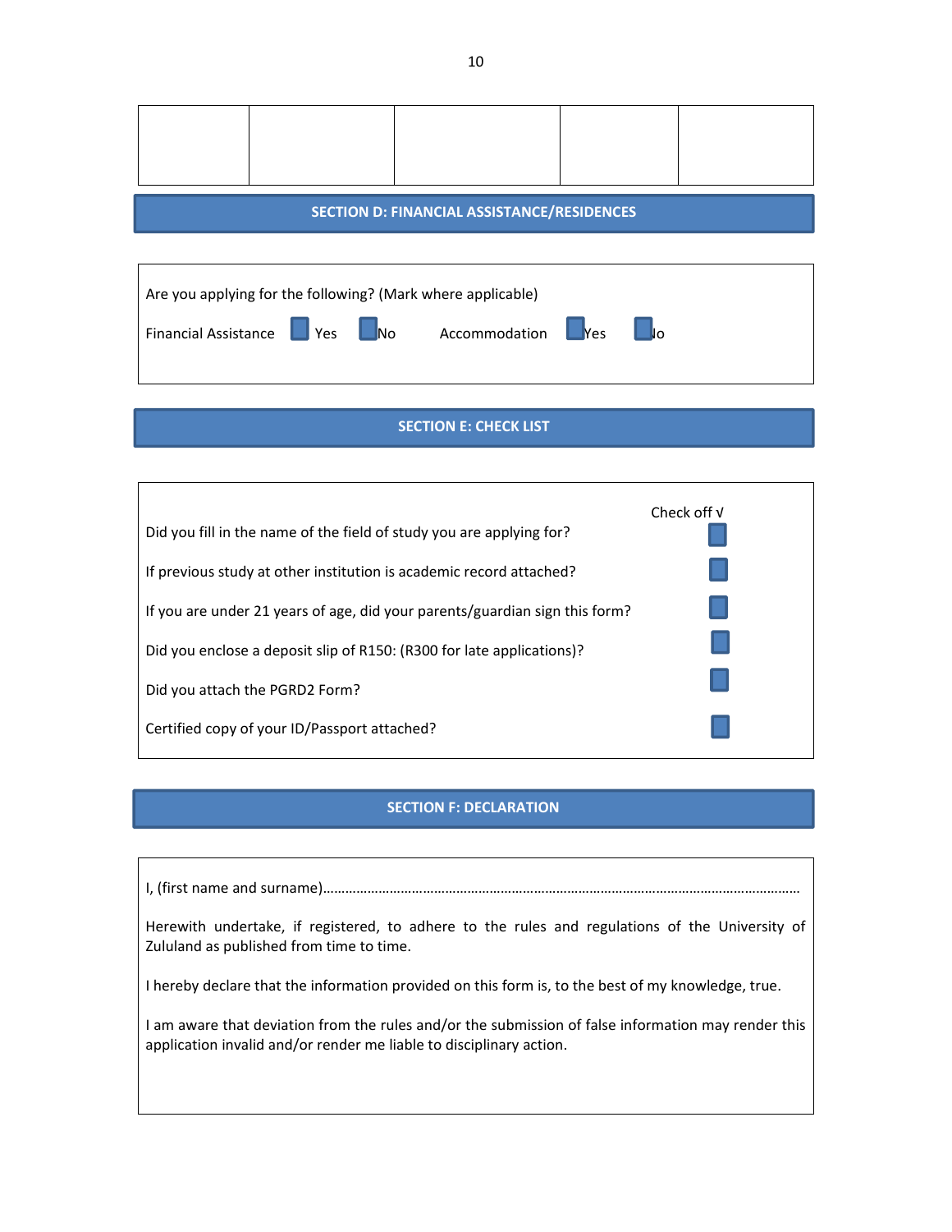| | | | | |
|---|---|---|---|---|
| | | | | |

## SECTION D: FINANCIAL ASSISTANCE/RESIDENCES

Are you applying for the following? (Mark where applicable)

Financial Assistance ☐ Yes ☐ No    Accommodation ☐ Yes ☐ No

## SECTION E: CHECK LIST

| | Check off √ |
|---|---|
| Did you fill in the name of the field of study you are applying for? | ☐ |
| If previous study at other institution is academic record attached? | ☐ |
| If you are under 21 years of age, did your parents/guardian sign this form? | ☐ |
| Did you enclose a deposit slip of R150: (R300 for late applications)? | ☐ |
| Did you attach the PGRD2 Form? | ☐ |
| Certified copy of your ID/Passport attached? | ☐ |

## SECTION F: DECLARATION

I, (first name and surname)…………………………………………………………………………………………………………………

Herewith undertake, if registered, to adhere to the rules and regulations of the University of Zululand as published from time to time.

I hereby declare that the information provided on this form is, to the best of my knowledge, true.

I am aware that deviation from the rules and/or the submission of false information may render this application invalid and/or render me liable to disciplinary action.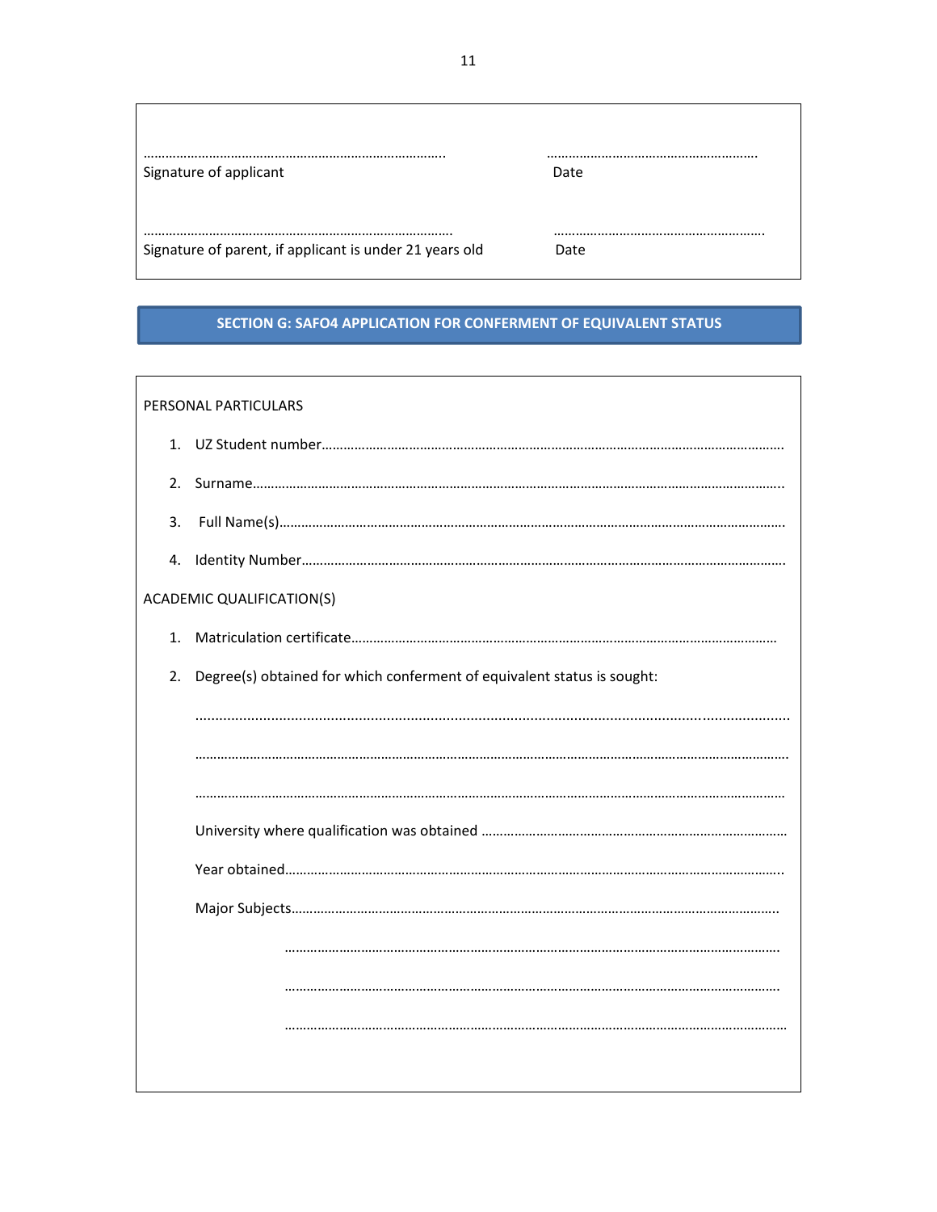……………………………………………………………………….. ………………………………………………….

Signature of applicant Date

……………………………………………………………………….. ………………………………………………….

Signature of parent, if applicant is under 21 years old Date

## SECTION G: SAFO4 APPLICATION FOR CONFERMENT OF EQUIVALENT STATUS

PERSONAL PARTICULARS

1. UZ Student number……………………………………………………………………………………………………………
2. Surname……………………………………………………………………………………………………………………..
3. Full Name(s)………………………………………………………………………………………………………………
4. Identity Number…………………………………………………………………………………………………………

ACADEMIC QUALIFICATION(S)

1. Matriculation certificate………………………………………………………………………………………………
2. Degree(s) obtained for which conferment of equivalent status is sought:

   ………………………………………………………………………………………………………………………………

   ………………………………………………………………………………………………………………………………

   ………………………………………………………………………………………………………………………………

   University where qualification was obtained ……………………………………………………………………

   Year obtained………………………………………………………………………………………………………………

   Major Subjects……………………………………………………………………………………………………………

   ………………………………………………………………………………………………………………

   ………………………………………………………………………………………………………………

   ………………………………………………………………………………………………………………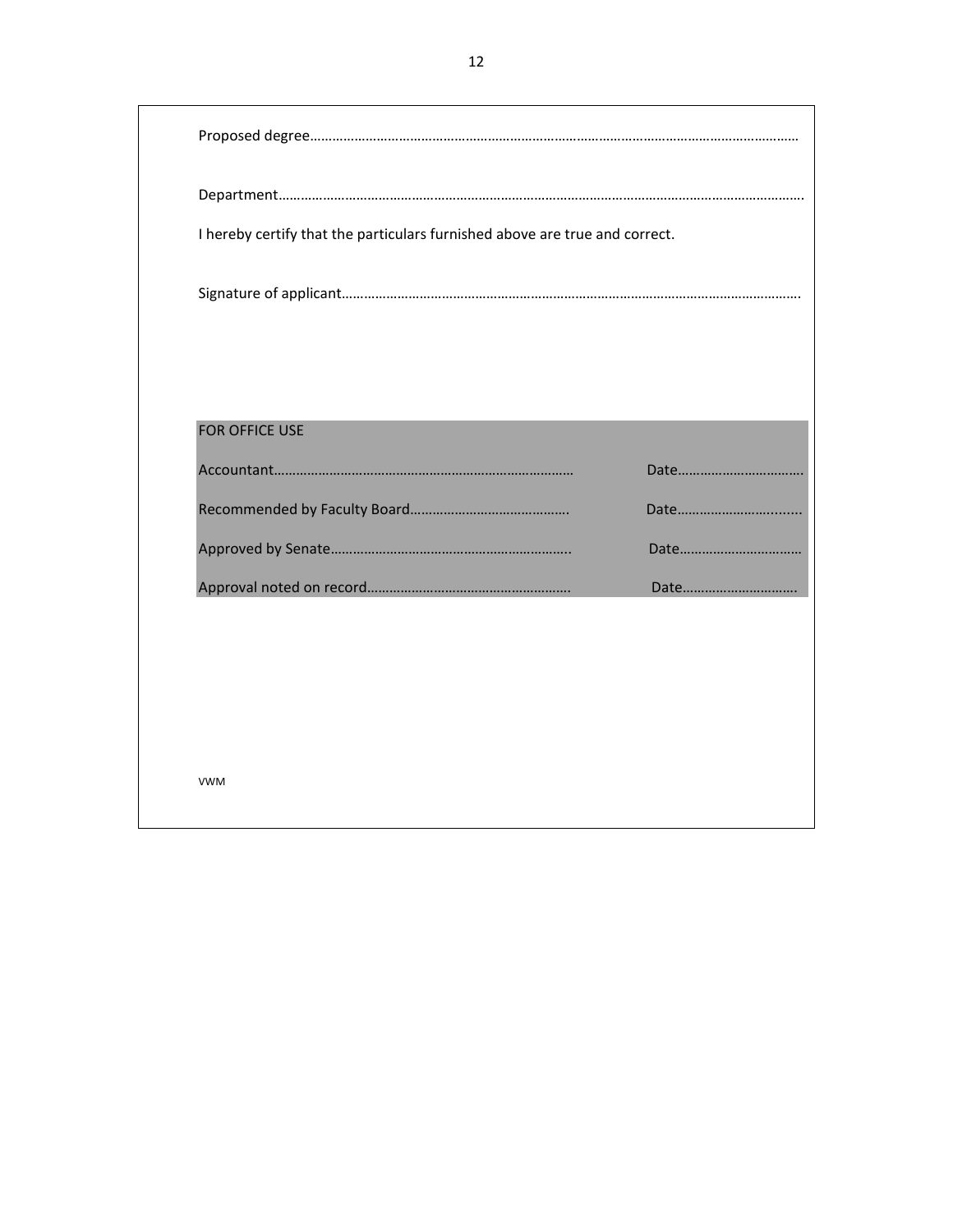Proposed degree……………………………………………………………………………………………………………………

Department………………………………………………………………………………………………………………………….

I hereby certify that the particulars furnished above are true and correct.

Signature of applicant……………………………………………………………………………………………………………

FOR OFFICE USE

Accountant………………………………………………………………………  Date…………………………….

Recommended by Faculty Board…………………………………….  Date……………………….......

Approved by Senate………………………………………………………..  Date……………………………

Approval noted on record……………………………………………….  Date…………………………..

VWM